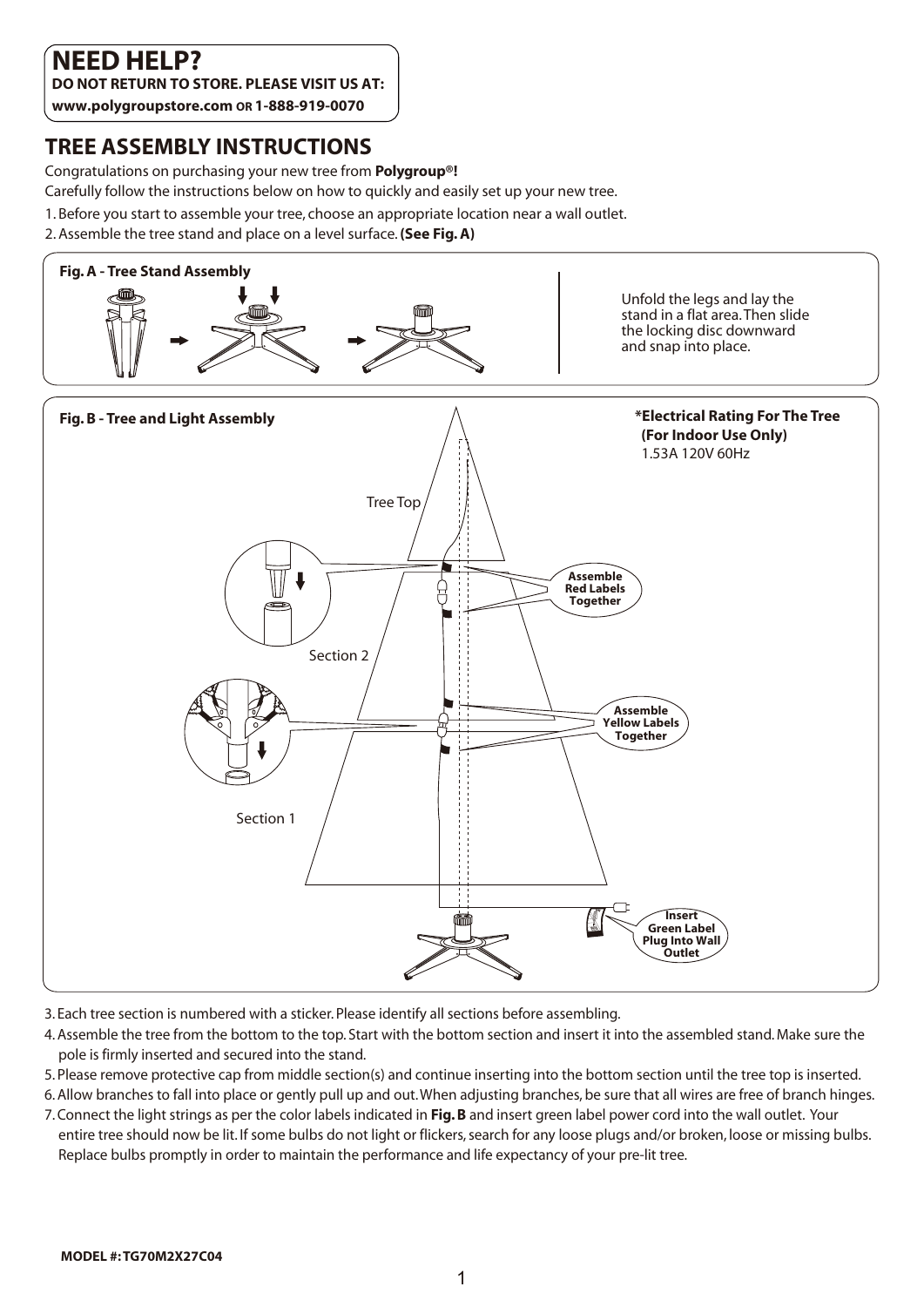# NEED HELP?

**DO NOT RETURN TO STORE. PLEASE VISIT US AT:**
**www.polygroupstore.com OR 1-888-919-0070**

## TREE ASSEMBLY INSTRUCTIONS

Congratulations on purchasing your new tree from **Polygroup®!**

Carefully follow the instructions below on how to quickly and easily set up your new tree.

1. Before you start to assemble your tree, choose an appropriate location near a wall outlet.
2. Assemble the tree stand and place on a level surface. **(See Fig. A)**

**Fig. A - Tree Stand Assembly**

Unfold the legs and lay the stand in a flat area. Then slide the locking disc downward and snap into place.

**Fig. B - Tree and Light Assembly**

Tree Top

Section 2

Section 1

Assemble Red Labels Together

Assemble Yellow Labels Together

Insert Green Label Plug Into Wall Outlet

***Electrical Rating For The Tree (For Indoor Use Only)**
1.53A 120V 60Hz

3. Each tree section is numbered with a sticker. Please identify all sections before assembling.
4. Assemble the tree from the bottom to the top. Start with the bottom section and insert it into the assembled stand. Make sure the pole is firmly inserted and secured into the stand.
5. Please remove protective cap from middle section(s) and continue inserting into the bottom section until the tree top is inserted.
6. Allow branches to fall into place or gently pull up and out. When adjusting branches, be sure that all wires are free of branch hinges.
7. Connect the light strings as per the color labels indicated in **Fig. B** and insert green label power cord into the wall outlet. Your entire tree should now be lit. If some bulbs do not light or flickers, search for any loose plugs and/or broken, loose or missing bulbs. Replace bulbs promptly in order to maintain the performance and life expectancy of your pre-lit tree.

**MODEL #: TG70M2X27C04**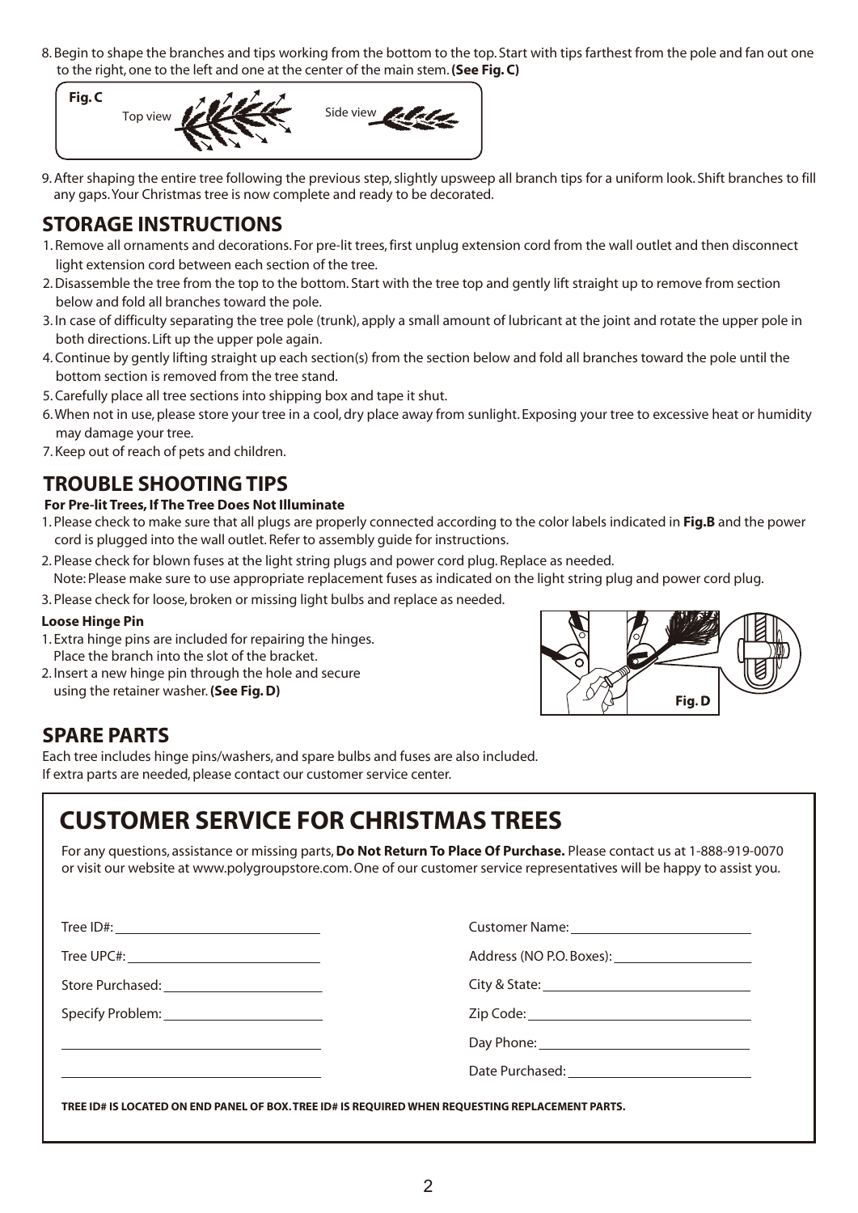8. Begin to shape the branches and tips working from the bottom to the top. Start with tips farthest from the pole and fan out one to the right, one to the left and one at the center of the main stem. **(See Fig. C)**

**Fig. C**

Top view

Side view

9. After shaping the entire tree following the previous step, slightly upsweep all branch tips for a uniform look. Shift branches to fill any gaps. Your Christmas tree is now complete and ready to be decorated.

## STORAGE INSTRUCTIONS

1. Remove all ornaments and decorations. For pre-lit trees, first unplug extension cord from the wall outlet and then disconnect light extension cord between each section of the tree.
2. Disassemble the tree from the top to the bottom. Start with the tree top and gently lift straight up to remove from section below and fold all branches toward the pole.
3. In case of difficulty separating the tree pole (trunk), apply a small amount of lubricant at the joint and rotate the upper pole in both directions. Lift up the upper pole again.
4. Continue by gently lifting straight up each section(s) from the section below and fold all branches toward the pole until the bottom section is removed from the tree stand.
5. Carefully place all tree sections into shipping box and tape it shut.
6. When not in use, please store your tree in a cool, dry place away from sunlight. Exposing your tree to excessive heat or humidity may damage your tree.
7. Keep out of reach of pets and children.

## TROUBLE SHOOTING TIPS

**For Pre-lit Trees, If The Tree Does Not Illuminate**

1. Please check to make sure that all plugs are properly connected according to the color labels indicated in **Fig.B** and the power cord is plugged into the wall outlet. Refer to assembly guide for instructions.
2. Please check for blown fuses at the light string plugs and power cord plug. Replace as needed.
   Note: Please make sure to use appropriate replacement fuses as indicated on the light string plug and power cord plug.
3. Please check for loose, broken or missing light bulbs and replace as needed.

**Loose Hinge Pin**

1. Extra hinge pins are included for repairing the hinges. Place the branch into the slot of the bracket.
2. Insert a new hinge pin through the hole and secure using the retainer washer. **(See Fig. D)**

**Fig. D**

## SPARE PARTS

Each tree includes hinge pins/washers, and spare bulbs and fuses are also included.
If extra parts are needed, please contact our customer service center.

## CUSTOMER SERVICE FOR CHRISTMAS TREES

For any questions, assistance or missing parts, **Do Not Return To Place Of Purchase.** Please contact us at 1-888-919-0070 or visit our website at www.polygroupstore.com. One of our customer service representatives will be happy to assist you.

Tree ID#: ____________________

Tree UPC#: ____________________

Store Purchased: ____________________

Specify Problem: ____________________

____________________

____________________

Customer Name: ____________________

Address (NO P.O. Boxes): ____________________

City & State: ____________________

Zip Code: ____________________

Day Phone: ____________________

Date Purchased: ____________________

**TREE ID# IS LOCATED ON END PANEL OF BOX. TREE ID# IS REQUIRED WHEN REQUESTING REPLACEMENT PARTS.**